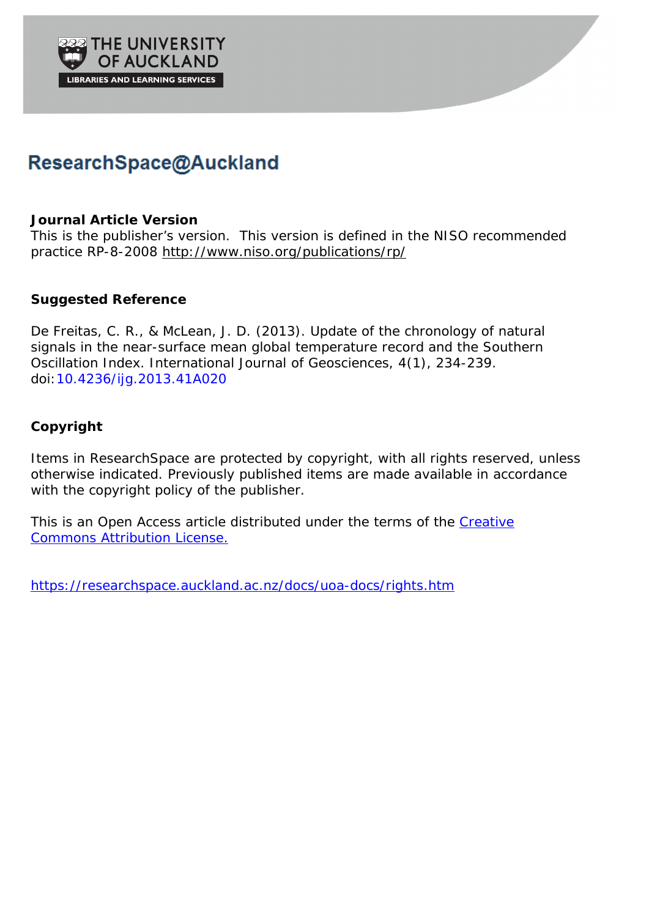THE UNIVERSITY OF AUCKLAND

LIBRARIES AND LEARNING SERVICES

# ResearchSpace@Auckland

**Journal Article Version**
This is the publisher's version. This version is defined in the NISO recommended practice RP-8-2008 http://www.niso.org/publications/rp/

**Suggested Reference**

De Freitas, C. R., & McLean, J. D. (2013). Update of the chronology of natural signals in the near-surface mean global temperature record and the Southern Oscillation Index. International Journal of Geosciences, 4(1), 234-239. doi: 10.4236/ijg.2013.41A020

**Copyright**

Items in ResearchSpace are protected by copyright, with all rights reserved, unless otherwise indicated. Previously published items are made available in accordance with the copyright policy of the publisher.

This is an Open Access article distributed under the terms of the Creative Commons Attribution License.

https://researchspace.auckland.ac.nz/docs/uoa-docs/rights.htm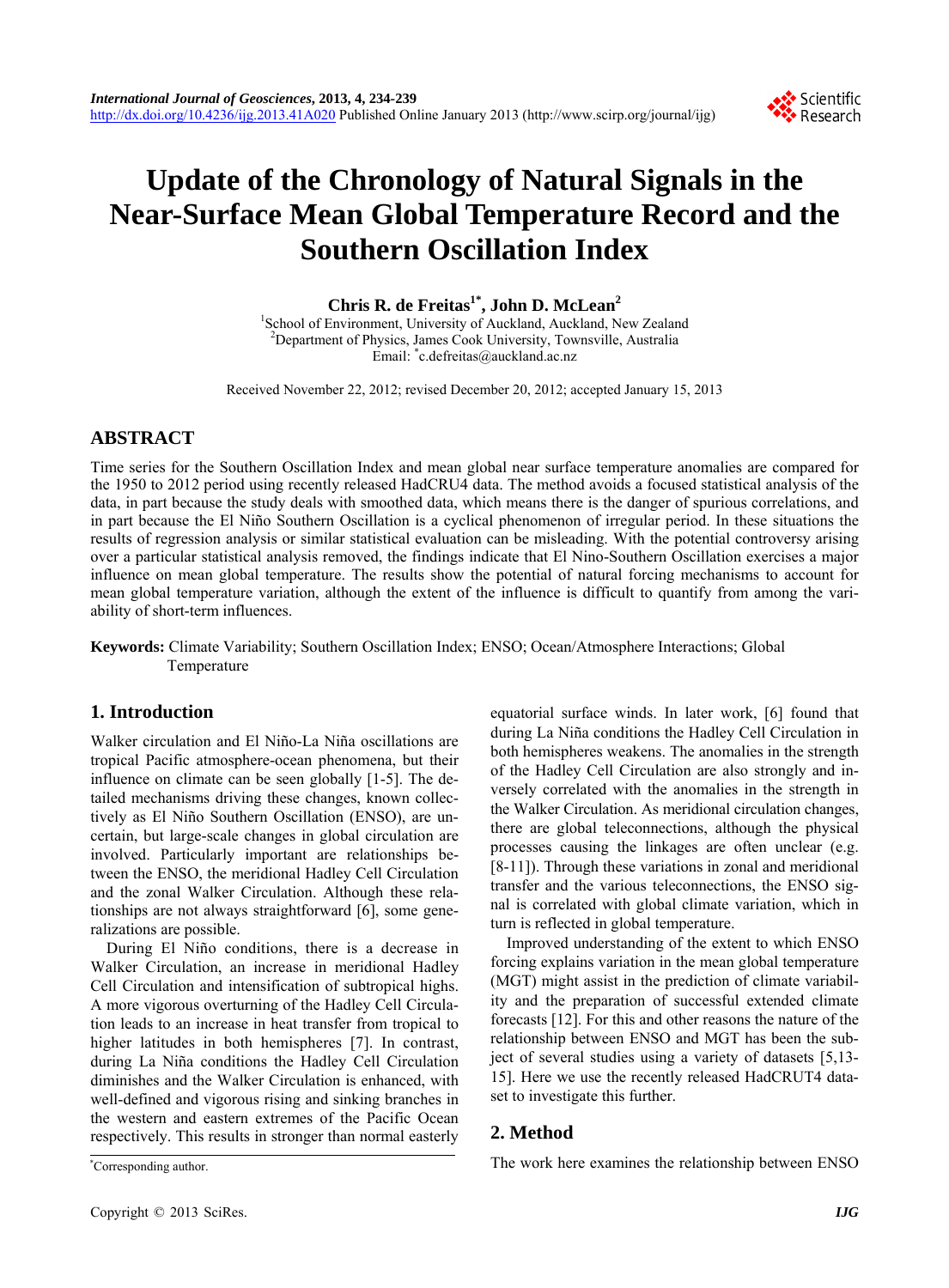# Update of the Chronology of Natural Signals in the Near-Surface Mean Global Temperature Record and the Southern Oscillation Index

**Chris R. de Freitas[1*], John D. McLean[2]**

[1]School of Environment, University of Auckland, Auckland, New Zealand
[2]Department of Physics, James Cook University, Townsville, Australia
Email: *c.defreitas@auckland.ac.nz

Received November 22, 2012; revised December 20, 2012; accepted January 15, 2013

## ABSTRACT

Time series for the Southern Oscillation Index and mean global near surface temperature anomalies are compared for the 1950 to 2012 period using recently released HadCRU4 data. The method avoids a focused statistical analysis of the data, in part because the study deals with smoothed data, which means there is the danger of spurious correlations, and in part because the El Niño Southern Oscillation is a cyclical phenomenon of irregular period. In these situations the results of regression analysis or similar statistical evaluation can be misleading. With the potential controversy arising over a particular statistical analysis removed, the findings indicate that El Nino-Southern Oscillation exercises a major influence on mean global temperature. The results show the potential of natural forcing mechanisms to account for mean global temperature variation, although the extent of the influence is difficult to quantify from among the variability of short-term influences.

**Keywords:** Climate Variability; Southern Oscillation Index; ENSO; Ocean/Atmosphere Interactions; Global Temperature

## 1. Introduction

Walker circulation and El Niño-La Niña oscillations are tropical Pacific atmosphere-ocean phenomena, but their influence on climate can be seen globally [1-5]. The detailed mechanisms driving these changes, known collectively as El Niño Southern Oscillation (ENSO), are uncertain, but large-scale changes in global circulation are involved. Particularly important are relationships between the ENSO, the meridional Hadley Cell Circulation and the zonal Walker Circulation. Although these relationships are not always straightforward [6], some generalizations are possible.

During El Niño conditions, there is a decrease in Walker Circulation, an increase in meridional Hadley Cell Circulation and intensification of subtropical highs. A more vigorous overturning of the Hadley Cell Circulation leads to an increase in heat transfer from tropical to higher latitudes in both hemispheres [7]. In contrast, during La Niña conditions the Hadley Cell Circulation diminishes and the Walker Circulation is enhanced, with well-defined and vigorous rising and sinking branches in the western and eastern extremes of the Pacific Ocean respectively. This results in stronger than normal easterly equatorial surface winds. In later work, [6] found that during La Niña conditions the Hadley Cell Circulation in both hemispheres weakens. The anomalies in the strength of the Hadley Cell Circulation are also strongly and inversely correlated with the anomalies in the strength in the Walker Circulation. As meridional circulation changes, there are global teleconnections, although the physical processes causing the linkages are often unclear (e.g. [8-11]). Through these variations in zonal and meridional transfer and the various teleconnections, the ENSO signal is correlated with global climate variation, which in turn is reflected in global temperature.

Improved understanding of the extent to which ENSO forcing explains variation in the mean global temperature (MGT) might assist in the prediction of climate variability and the preparation of successful extended climate forecasts [12]. For this and other reasons the nature of the relationship between ENSO and MGT has been the subject of several studies using a variety of datasets [5,13-15]. Here we use the recently released HadCRUT4 dataset to investigate this further.

## 2. Method

The work here examines the relationship between ENSO

*Corresponding author.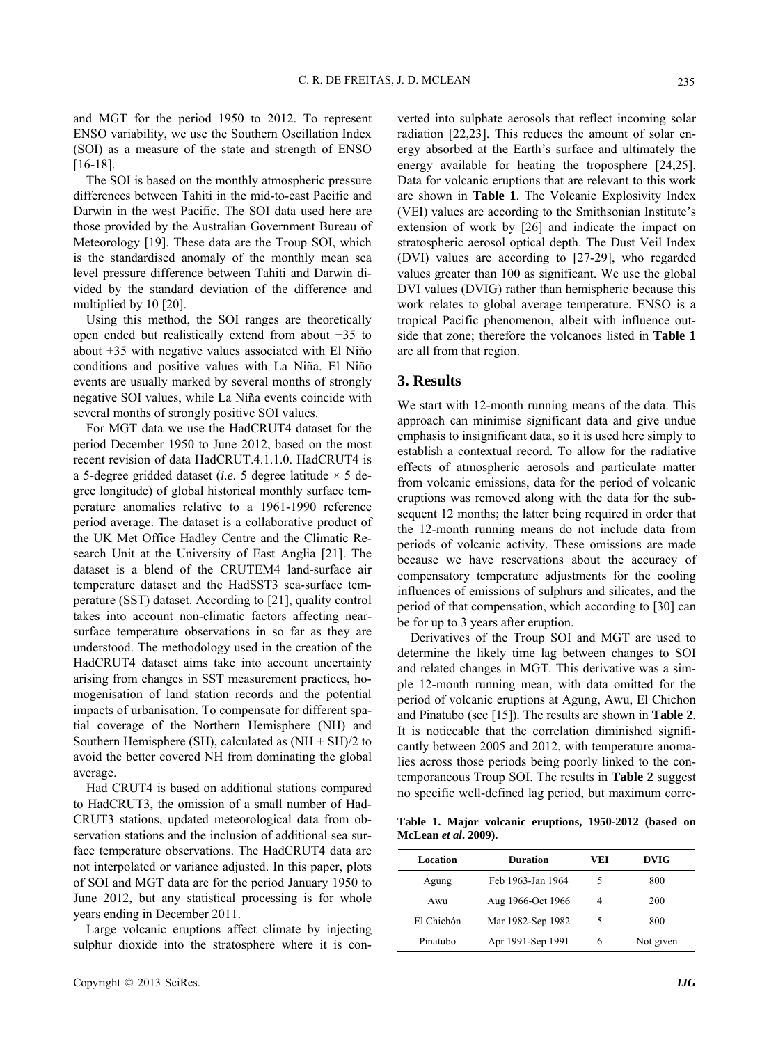and MGT for the period 1950 to 2012. To represent ENSO variability, we use the Southern Oscillation Index (SOI) as a measure of the state and strength of ENSO [16-18].

The SOI is based on the monthly atmospheric pressure differences between Tahiti in the mid-to-east Pacific and Darwin in the west Pacific. The SOI data used here are those provided by the Australian Government Bureau of Meteorology [19]. These data are the Troup SOI, which is the standardised anomaly of the monthly mean sea level pressure difference between Tahiti and Darwin divided by the standard deviation of the difference and multiplied by 10 [20].

Using this method, the SOI ranges are theoretically open ended but realistically extend from about −35 to about +35 with negative values associated with El Niño conditions and positive values with La Niña. El Niño events are usually marked by several months of strongly negative SOI values, while La Niña events coincide with several months of strongly positive SOI values.

For MGT data we use the HadCRUT4 dataset for the period December 1950 to June 2012, based on the most recent revision of data HadCRUT.4.1.1.0. HadCRUT4 is a 5-degree gridded dataset (*i.e.* 5 degree latitude × 5 degree longitude) of global historical monthly surface temperature anomalies relative to a 1961-1990 reference period average. The dataset is a collaborative product of the UK Met Office Hadley Centre and the Climatic Research Unit at the University of East Anglia [21]. The dataset is a blend of the CRUTEM4 land-surface air temperature dataset and the HadSST3 sea-surface temperature (SST) dataset. According to [21], quality control takes into account non-climatic factors affecting near-surface temperature observations in so far as they are understood. The methodology used in the creation of the HadCRUT4 dataset aims take into account uncertainty arising from changes in SST measurement practices, homogenisation of land station records and the potential impacts of urbanisation. To compensate for different spatial coverage of the Northern Hemisphere (NH) and Southern Hemisphere (SH), calculated as (NH + SH)/2 to avoid the better covered NH from dominating the global average.

Had CRUT4 is based on additional stations compared to HadCRUT3, the omission of a small number of HadCRUT3 stations, updated meteorological data from observation stations and the inclusion of additional sea surface temperature observations. The HadCRUT4 data are not interpolated or variance adjusted. In this paper, plots of SOI and MGT data are for the period January 1950 to June 2012, but any statistical processing is for whole years ending in December 2011.

Large volcanic eruptions affect climate by injecting sulphur dioxide into the stratosphere where it is converted into sulphate aerosols that reflect incoming solar radiation [22,23]. This reduces the amount of solar energy absorbed at the Earth's surface and ultimately the energy available for heating the troposphere [24,25]. Data for volcanic eruptions that are relevant to this work are shown in **Table 1**. The Volcanic Explosivity Index (VEI) values are according to the Smithsonian Institute's extension of work by [26] and indicate the impact on stratospheric aerosol optical depth. The Dust Veil Index (DVI) values are according to [27-29], who regarded values greater than 100 as significant. We use the global DVI values (DVIG) rather than hemispheric because this work relates to global average temperature. ENSO is a tropical Pacific phenomenon, albeit with influence outside that zone; therefore the volcanoes listed in **Table 1** are all from that region.

## 3. Results

We start with 12-month running means of the data. This approach can minimise significant data and give undue emphasis to insignificant data, so it is used here simply to establish a contextual record. To allow for the radiative effects of atmospheric aerosols and particulate matter from volcanic emissions, data for the period of volcanic eruptions was removed along with the data for the subsequent 12 months; the latter being required in order that the 12-month running means do not include data from periods of volcanic activity. These omissions are made because we have reservations about the accuracy of compensatory temperature adjustments for the cooling influences of emissions of sulphurs and silicates, and the period of that compensation, which according to [30] can be for up to 3 years after eruption.

Derivatives of the Troup SOI and MGT are used to determine the likely time lag between changes to SOI and related changes in MGT. This derivative was a simple 12-month running mean, with data omitted for the period of volcanic eruptions at Agung, Awu, El Chichon and Pinatubo (see [15]). The results are shown in **Table 2**. It is noticeable that the correlation diminished significantly between 2005 and 2012, with temperature anomalies across those periods being poorly linked to the contemporaneous Troup SOI. The results in **Table 2** suggest no specific well-defined lag period, but maximum corre-

**Table 1. Major volcanic eruptions, 1950-2012 (based on McLean *et al*. 2009).**

| Location | Duration | VEI | DVIG |
|---|---|---|---|
| Agung | Feb 1963-Jan 1964 | 5 | 800 |
| Awu | Aug 1966-Oct 1966 | 4 | 200 |
| El Chichón | Mar 1982-Sep 1982 | 5 | 800 |
| Pinatubo | Apr 1991-Sep 1991 | 6 | Not given |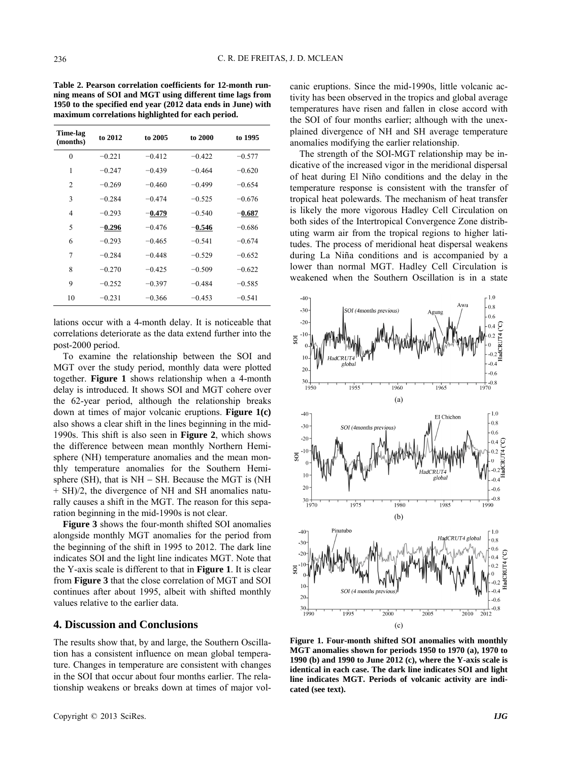**Table 2. Pearson correlation coefficients for 12-month running means of SOI and MGT using different time lags from 1950 to the specified end year (2012 data ends in June) with maximum correlations highlighted for each period.**

| Time-lag (months) | to 2012 | to 2005 | to 2000 | to 1995 |
|---|---|---|---|---|
| 0 | −0.221 | −0.412 | −0.422 | −0.577 |
| 1 | −0.247 | −0.439 | −0.464 | −0.620 |
| 2 | −0.269 | −0.460 | −0.499 | −0.654 |
| 3 | −0.284 | −0.474 | −0.525 | −0.676 |
| 4 | −0.293 | **−0.479** | −0.540 | **−0.687** |
| 5 | **−0.296** | −0.476 | **−0.546** | −0.686 |
| 6 | −0.293 | −0.465 | −0.541 | −0.674 |
| 7 | −0.284 | −0.448 | −0.529 | −0.652 |
| 8 | −0.270 | −0.425 | −0.509 | −0.622 |
| 9 | −0.252 | −0.397 | −0.484 | −0.585 |
| 10 | −0.231 | −0.366 | −0.453 | −0.541 |

lations occur with a 4-month delay. It is noticeable that correlations deteriorate as the data extend further into the post-2000 period.

To examine the relationship between the SOI and MGT over the study period, monthly data were plotted together. **Figure 1** shows relationship when a 4-month delay is introduced. It shows SOI and MGT cohere over the 62-year period, although the relationship breaks down at times of major volcanic eruptions. **Figure 1(c)** also shows a clear shift in the lines beginning in the mid-1990s. This shift is also seen in **Figure 2**, which shows the difference between mean monthly Northern Hemisphere (NH) temperature anomalies and the mean monthly temperature anomalies for the Southern Hemisphere (SH), that is NH − SH. Because the MGT is (NH + SH)/2, the divergence of NH and SH anomalies naturally causes a shift in the MGT. The reason for this separation beginning in the mid-1990s is not clear.

**Figure 3** shows the four-month shifted SOI anomalies alongside monthly MGT anomalies for the period from the beginning of the shift in 1995 to 2012. The dark line indicates SOI and the light line indicates MGT. Note that the Y-axis scale is different to that in **Figure 1**. It is clear from **Figure 3** that the close correlation of MGT and SOI continues after about 1995, albeit with shifted monthly values relative to the earlier data.

## 4. Discussion and Conclusions

The results show that, by and large, the Southern Oscillation has a consistent influence on mean global temperature. Changes in temperature are consistent with changes in the SOI that occur about four months earlier. The relationship weakens or breaks down at times of major volcanic eruptions. Since the mid-1990s, little volcanic activity has been observed in the tropics and global average temperatures have risen and fallen in close accord with the SOI of four months earlier; although with the unexplained divergence of NH and SH average temperature anomalies modifying the earlier relationship.

The strength of the SOI-MGT relationship may be indicative of the increased vigor in the meridional dispersal of heat during El Niño conditions and the delay in the temperature response is consistent with the transfer of tropical heat polewards. The mechanism of heat transfer is likely the more vigorous Hadley Cell Circulation on both sides of the Intertropical Convergence Zone distributing warm air from the tropical regions to higher latitudes. The process of meridional heat dispersal weakens during La Niña conditions and is accompanied by a lower than normal MGT. Hadley Cell Circulation is weakened when the Southern Oscillation is in a state

**Figure 1. Four-month shifted SOI anomalies with monthly MGT anomalies shown for periods 1950 to 1970 (a), 1970 to 1990 (b) and 1990 to June 2012 (c), where the Y-axis scale is identical in each case. The dark line indicates SOI and light line indicates MGT. Periods of volcanic activity are indicated (see text).**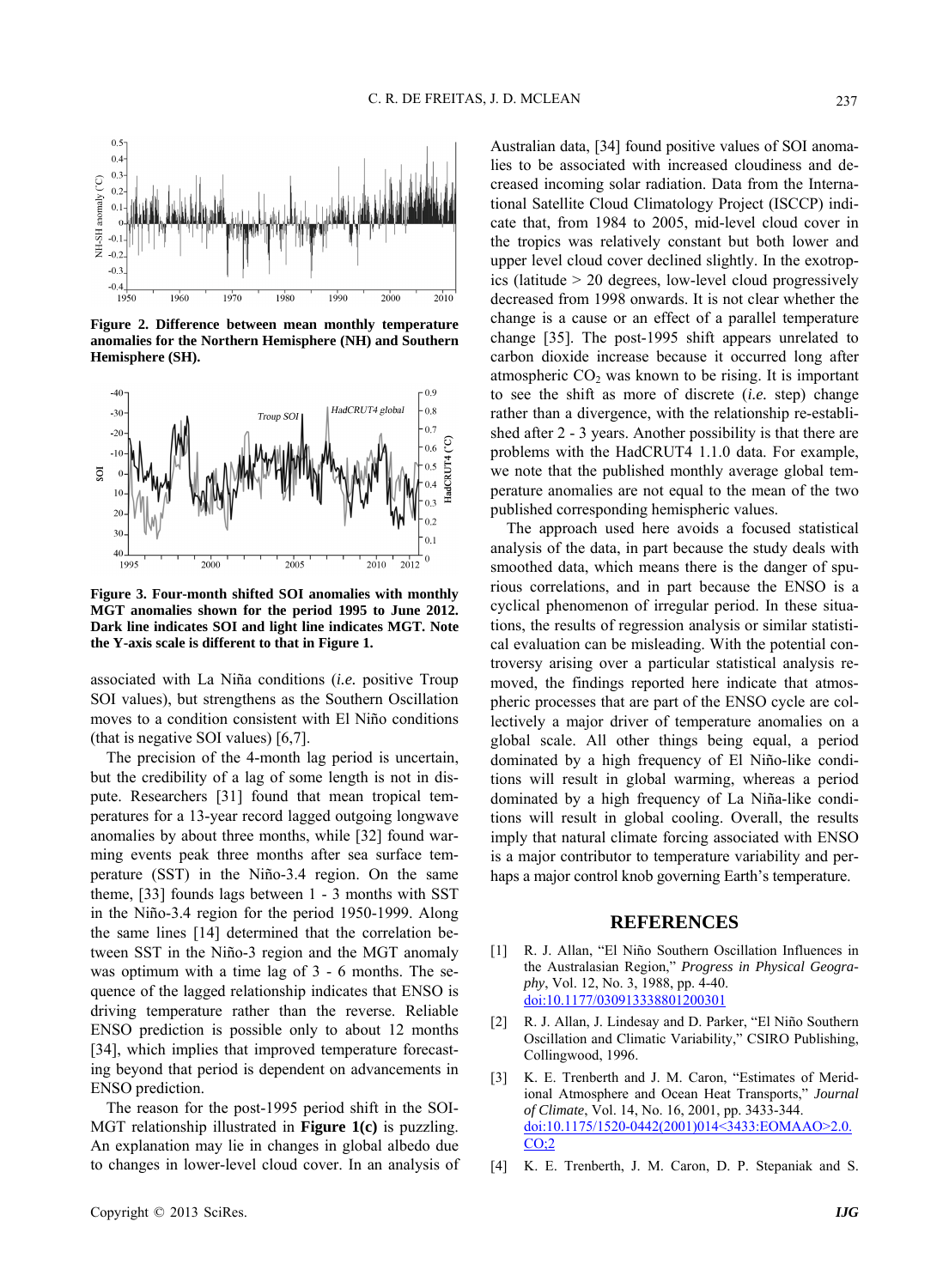**Figure 2. Difference between mean monthly temperature anomalies for the Northern Hemisphere (NH) and Southern Hemisphere (SH).**

**Figure 3. Four-month shifted SOI anomalies with monthly MGT anomalies shown for the period 1995 to June 2012. Dark line indicates SOI and light line indicates MGT. Note the Y-axis scale is different to that in Figure 1.**

associated with La Niña conditions (*i.e.* positive Troup SOI values), but strengthens as the Southern Oscillation moves to a condition consistent with El Niño conditions (that is negative SOI values) [6,7].

The precision of the 4-month lag period is uncertain, but the credibility of a lag of some length is not in dispute. Researchers [31] found that mean tropical temperatures for a 13-year record lagged outgoing longwave anomalies by about three months, while [32] found warming events peak three months after sea surface temperature (SST) in the Niño-3.4 region. On the same theme, [33] founds lags between 1 - 3 months with SST in the Niño-3.4 region for the period 1950-1999. Along the same lines [14] determined that the correlation between SST in the Niño-3 region and the MGT anomaly was optimum with a time lag of 3 - 6 months. The sequence of the lagged relationship indicates that ENSO is driving temperature rather than the reverse. Reliable ENSO prediction is possible only to about 12 months [34], which implies that improved temperature forecasting beyond that period is dependent on advancements in ENSO prediction.

The reason for the post-1995 period shift in the SOI-MGT relationship illustrated in **Figure 1(c)** is puzzling. An explanation may lie in changes in global albedo due to changes in lower-level cloud cover. In an analysis of Australian data, [34] found positive values of SOI anomalies to be associated with increased cloudiness and decreased incoming solar radiation. Data from the International Satellite Cloud Climatology Project (ISCCP) indicate that, from 1984 to 2005, mid-level cloud cover in the tropics was relatively constant but both lower and upper level cloud cover declined slightly. In the exotropics (latitude > 20 degrees, low-level cloud progressively decreased from 1998 onwards. It is not clear whether the change is a cause or an effect of a parallel temperature change [35]. The post-1995 shift appears unrelated to carbon dioxide increase because it occurred long after atmospheric $CO_2$ was known to be rising. It is important to see the shift as more of discrete (*i.e.* step) change rather than a divergence, with the relationship re-established after 2 - 3 years. Another possibility is that there are problems with the HadCRUT4 1.1.0 data. For example, we note that the published monthly average global temperature anomalies are not equal to the mean of the two published corresponding hemispheric values.

The approach used here avoids a focused statistical analysis of the data, in part because the study deals with smoothed data, which means there is the danger of spurious correlations, and in part because the ENSO is a cyclical phenomenon of irregular period. In these situations, the results of regression analysis or similar statistical evaluation can be misleading. With the potential controversy arising over a particular statistical analysis removed, the findings reported here indicate that atmospheric processes that are part of the ENSO cycle are collectively a major driver of temperature anomalies on a global scale. All other things being equal, a period dominated by a high frequency of El Niño-like conditions will result in global warming, whereas a period dominated by a high frequency of La Niña-like conditions will result in global cooling. Overall, the results imply that natural climate forcing associated with ENSO is a major contributor to temperature variability and perhaps a major control knob governing Earth's temperature.

## REFERENCES

[1] R. J. Allan, "El Niño Southern Oscillation Influences in the Australasian Region," *Progress in Physical Geography*, Vol. 12, No. 3, 1988, pp. 4-40. doi:10.1177/030913338801200301

[2] R. J. Allan, J. Lindesay and D. Parker, "El Niño Southern Oscillation and Climatic Variability," CSIRO Publishing, Collingwood, 1996.

[3] K. E. Trenberth and J. M. Caron, "Estimates of Meridional Atmosphere and Ocean Heat Transports," *Journal of Climate*, Vol. 14, No. 16, 2001, pp. 3433-344. doi:10.1175/1520-0442(2001)014<3433:EOMAAO>2.0.CO;2

[4] K. E. Trenberth, J. M. Caron, D. P. Stepaniak and S.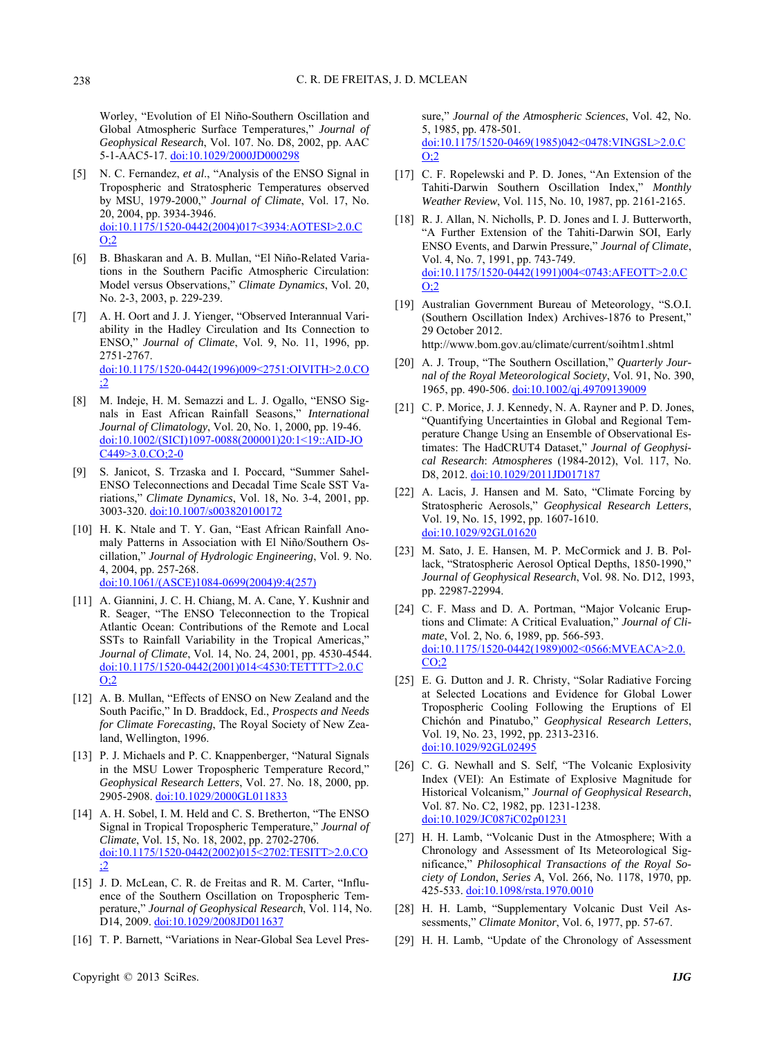Worley, "Evolution of El Niño-Southern Oscillation and Global Atmospheric Surface Temperatures," *Journal of Geophysical Research*, Vol. 107. No. D8, 2002, pp. AAC 5-1-AAC5-17. doi:10.1029/2000JD000298

[5] N. C. Fernandez, *et al*., "Analysis of the ENSO Signal in Tropospheric and Stratospheric Temperatures observed by MSU, 1979-2000," *Journal of Climate*, Vol. 17, No. 20, 2004, pp. 3934-3946. doi:10.1175/1520-0442(2004)017<3934:AOTESI>2.0.CO;2

[6] B. Bhaskaran and A. B. Mullan, "El Niño-Related Variations in the Southern Pacific Atmospheric Circulation: Model versus Observations," *Climate Dynamics*, Vol. 20, No. 2-3, 2003, p. 229-239.

[7] A. H. Oort and J. J. Yienger, "Observed Interannual Variability in the Hadley Circulation and Its Connection to ENSO," *Journal of Climate*, Vol. 9, No. 11, 1996, pp. 2751-2767. doi:10.1175/1520-0442(1996)009<2751:OIVITH>2.0.CO;2

[8] M. Indeje, H. M. Semazzi and L. J. Ogallo, "ENSO Signals in East African Rainfall Seasons," *International Journal of Climatology*, Vol. 20, No. 1, 2000, pp. 19-46. doi:10.1002/(SICI)1097-0088(200001)20:1<19::AID-JOC449>3.0.CO;2-0

[9] S. Janicot, S. Trzaska and I. Poccard, "Summer Sahel-ENSO Teleconnections and Decadal Time Scale SST Variations," *Climate Dynamics*, Vol. 18, No. 3-4, 2001, pp. 3003-320. doi:10.1007/s003820100172

[10] H. K. Ntale and T. Y. Gan, "East African Rainfall Anomaly Patterns in Association with El Niño/Southern Oscillation," *Journal of Hydrologic Engineering*, Vol. 9. No. 4, 2004, pp. 257-268. doi:10.1061/(ASCE)1084-0699(2004)9:4(257)

[11] A. Giannini, J. C. H. Chiang, M. A. Cane, Y. Kushnir and R. Seager, "The ENSO Teleconnection to the Tropical Atlantic Ocean: Contributions of the Remote and Local SSTs to Rainfall Variability in the Tropical Americas," *Journal of Climate*, Vol. 14, No. 24, 2001, pp. 4530-4544. doi:10.1175/1520-0442(2001)014<4530:TETTTT>2.0.CO;2

[12] A. B. Mullan, "Effects of ENSO on New Zealand and the South Pacific," In D. Braddock, Ed., *Prospects and Needs for Climate Forecasting*, The Royal Society of New Zealand, Wellington, 1996.

[13] P. J. Michaels and P. C. Knappenberger, "Natural Signals in the MSU Lower Tropospheric Temperature Record," *Geophysical Research Letters*, Vol. 27. No. 18, 2000, pp. 2905-2908. doi:10.1029/2000GL011833

[14] A. H. Sobel, I. M. Held and C. S. Bretherton, "The ENSO Signal in Tropical Tropospheric Temperature," *Journal of Climate*, Vol. 15, No. 18, 2002, pp. 2702-2706. doi:10.1175/1520-0442(2002)015<2702:TESITT>2.0.CO;2

[15] J. D. McLean, C. R. de Freitas and R. M. Carter, "Influence of the Southern Oscillation on Tropospheric Temperature," *Journal of Geophysical Research*, Vol. 114, No. D14, 2009. doi:10.1029/2008JD011637

[16] T. P. Barnett, "Variations in Near-Global Sea Level Pressure," *Journal of the Atmospheric Sciences*, Vol. 42, No. 5, 1985, pp. 478-501. doi:10.1175/1520-0469(1985)042<0478:VINGSL>2.0.CO;2

[17] C. F. Ropelewski and P. D. Jones, "An Extension of the Tahiti-Darwin Southern Oscillation Index," *Monthly Weather Review*, Vol. 115, No. 10, 1987, pp. 2161-2165.

[18] R. J. Allan, N. Nicholls, P. D. Jones and I. J. Butterworth, "A Further Extension of the Tahiti-Darwin SOI, Early ENSO Events, and Darwin Pressure," *Journal of Climate*, Vol. 4, No. 7, 1991, pp. 743-749. doi:10.1175/1520-0442(1991)004<0743:AFEOTT>2.0.CO;2

[19] Australian Government Bureau of Meteorology, "S.O.I. (Southern Oscillation Index) Archives-1876 to Present," 29 October 2012. http://www.bom.gov.au/climate/current/soihtm1.shtml

[20] A. J. Troup, "The Southern Oscillation," *Quarterly Journal of the Royal Meteorological Society*, Vol. 91, No. 390, 1965, pp. 490-506. doi:10.1002/qj.49709139009

[21] C. P. Morice, J. J. Kennedy, N. A. Rayner and P. D. Jones, "Quantifying Uncertainties in Global and Regional Temperature Change Using an Ensemble of Observational Estimates: The HadCRUT4 Dataset," *Journal of Geophysical Research*: *Atmospheres* (1984-2012), Vol. 117, No. D8, 2012. doi:10.1029/2011JD017187

[22] A. Lacis, J. Hansen and M. Sato, "Climate Forcing by Stratospheric Aerosols," *Geophysical Research Letters*, Vol. 19, No. 15, 1992, pp. 1607-1610. doi:10.1029/92GL01620

[23] M. Sato, J. E. Hansen, M. P. McCormick and J. B. Pollack, "Stratospheric Aerosol Optical Depths, 1850-1990," *Journal of Geophysical Research*, Vol. 98. No. D12, 1993, pp. 22987-22994.

[24] C. F. Mass and D. A. Portman, "Major Volcanic Eruptions and Climate: A Critical Evaluation," *Journal of Climate*, Vol. 2, No. 6, 1989, pp. 566-593. doi:10.1175/1520-0442(1989)002<0566:MVEACA>2.0.CO;2

[25] E. G. Dutton and J. R. Christy, "Solar Radiative Forcing at Selected Locations and Evidence for Global Lower Tropospheric Cooling Following the Eruptions of El Chichón and Pinatubo," *Geophysical Research Letters*, Vol. 19, No. 23, 1992, pp. 2313-2316. doi:10.1029/92GL02495

[26] C. G. Newhall and S. Self, "The Volcanic Explosivity Index (VEI): An Estimate of Explosive Magnitude for Historical Volcanism," *Journal of Geophysical Research*, Vol. 87. No. C2, 1982, pp. 1231-1238. doi:10.1029/JC087iC02p01231

[27] H. H. Lamb, "Volcanic Dust in the Atmosphere; With a Chronology and Assessment of Its Meteorological Significance," *Philosophical Transactions of the Royal Society of London*, *Series A*, Vol. 266, No. 1178, 1970, pp. 425-533. doi:10.1098/rsta.1970.0010

[28] H. H. Lamb, "Supplementary Volcanic Dust Veil Assessments," *Climate Monitor*, Vol. 6, 1977, pp. 57-67.

[29] H. H. Lamb, "Update of the Chronology of Assessment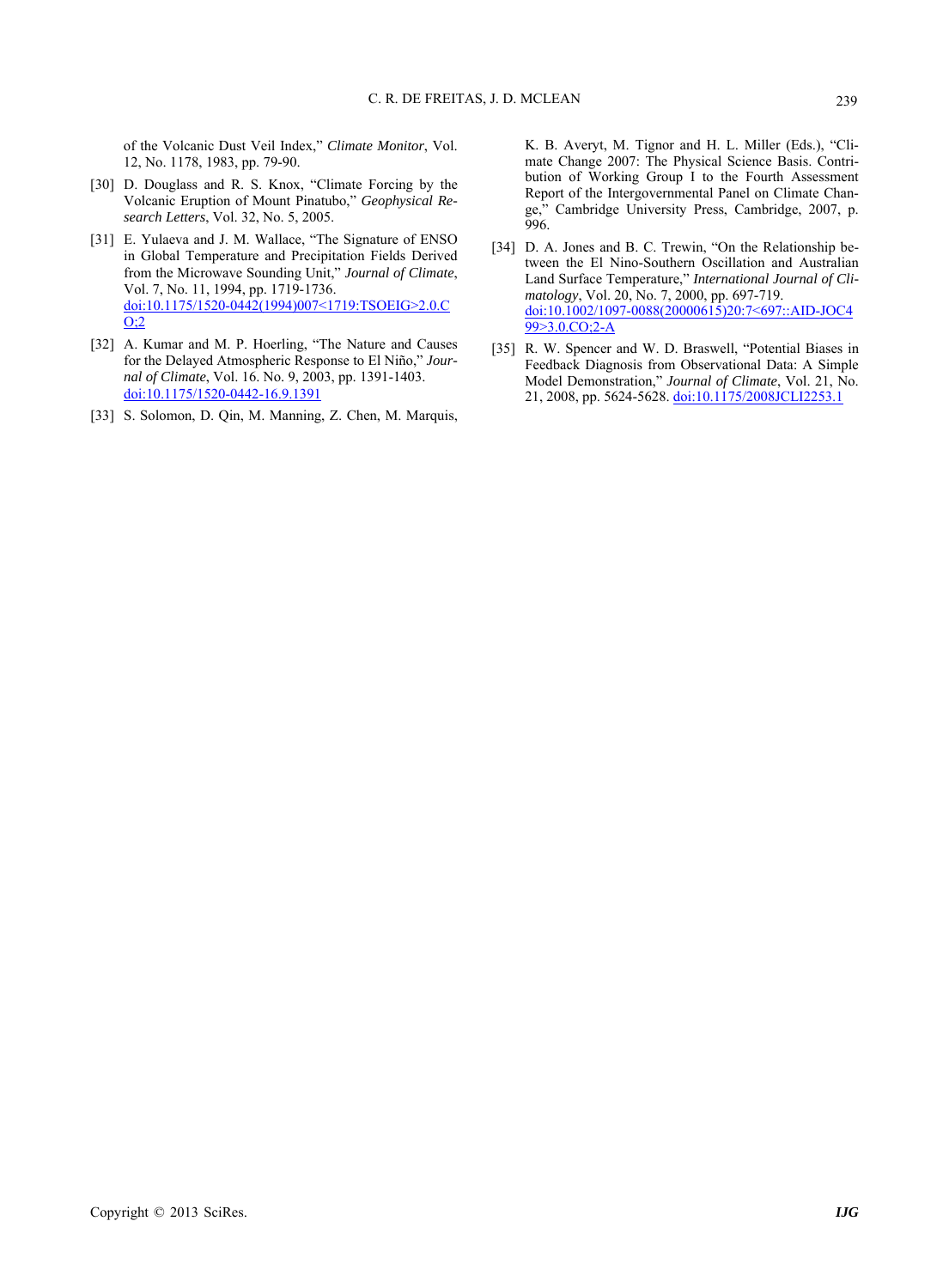of the Volcanic Dust Veil Index," *Climate Monitor*, Vol. 12, No. 1178, 1983, pp. 79-90.

[30] D. Douglass and R. S. Knox, "Climate Forcing by the Volcanic Eruption of Mount Pinatubo," *Geophysical Research Letters*, Vol. 32, No. 5, 2005.

[31] E. Yulaeva and J. M. Wallace, "The Signature of ENSO in Global Temperature and Precipitation Fields Derived from the Microwave Sounding Unit," *Journal of Climate*, Vol. 7, No. 11, 1994, pp. 1719-1736. doi:10.1175/1520-0442(1994)007<1719:TSOEIG>2.0.CO;2

[32] A. Kumar and M. P. Hoerling, "The Nature and Causes for the Delayed Atmospheric Response to El Niño," *Journal of Climate*, Vol. 16. No. 9, 2003, pp. 1391-1403. doi:10.1175/1520-0442-16.9.1391

[33] S. Solomon, D. Qin, M. Manning, Z. Chen, M. Marquis, K. B. Averyt, M. Tignor and H. L. Miller (Eds.), "Climate Change 2007: The Physical Science Basis. Contribution of Working Group I to the Fourth Assessment Report of the Intergovernmental Panel on Climate Change," Cambridge University Press, Cambridge, 2007, p. 996.

[34] D. A. Jones and B. C. Trewin, "On the Relationship between the El Nino-Southern Oscillation and Australian Land Surface Temperature," *International Journal of Climatology*, Vol. 20, No. 7, 2000, pp. 697-719. doi:10.1002/1097-0088(20000615)20:7<697::AID-JOC499>3.0.CO;2-A

[35] R. W. Spencer and W. D. Braswell, "Potential Biases in Feedback Diagnosis from Observational Data: A Simple Model Demonstration," *Journal of Climate*, Vol. 21, No. 21, 2008, pp. 5624-5628. doi:10.1175/2008JCLI2253.1